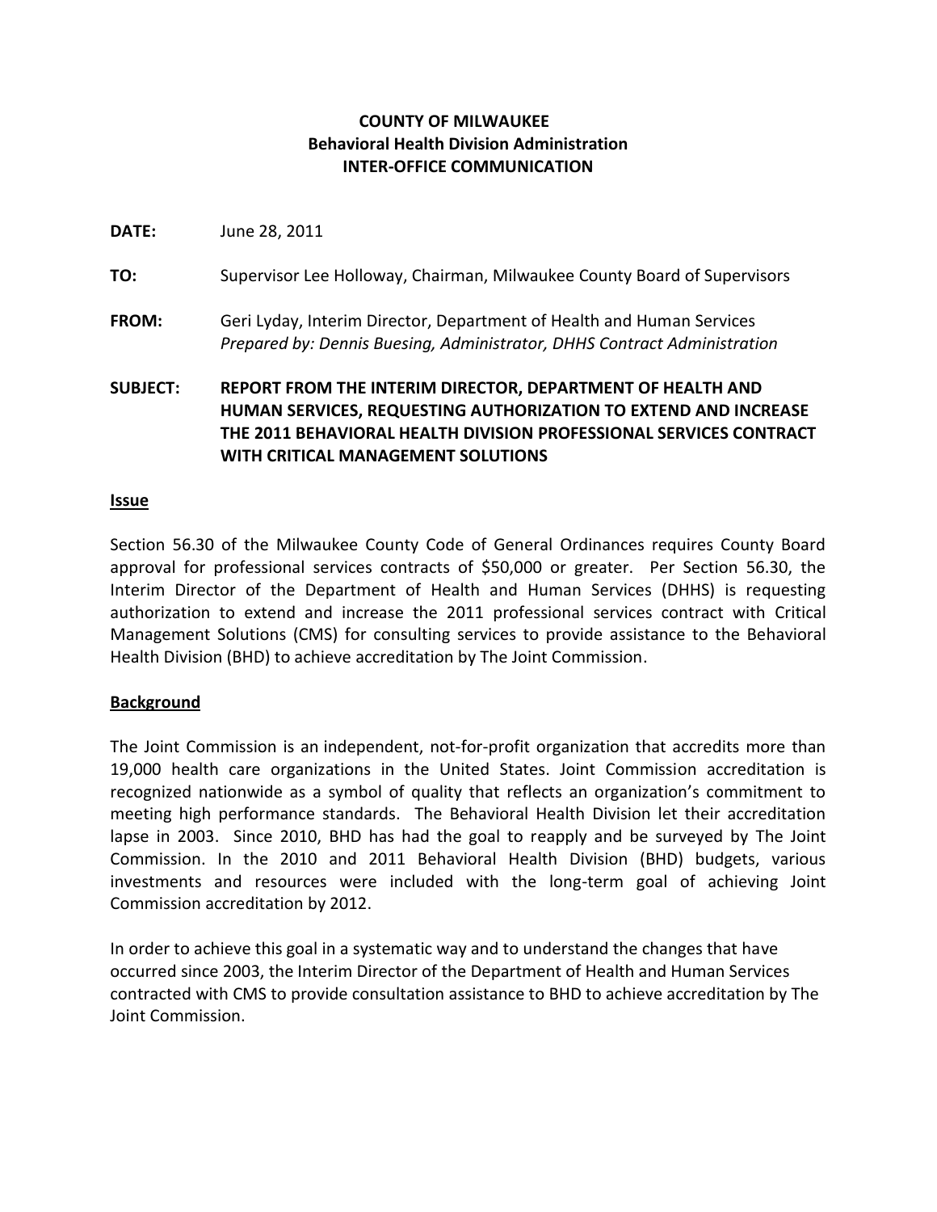**COUNTY OF MILWAUKEE**
**Behavioral Health Division Administration**
**INTER-OFFICE COMMUNICATION**

**DATE:** June 28, 2011

**TO:** Supervisor Lee Holloway, Chairman, Milwaukee County Board of Supervisors

**FROM:** Geri Lyday, Interim Director, Department of Health and Human Services
*Prepared by: Dennis Buesing, Administrator, DHHS Contract Administration*

**SUBJECT: REPORT FROM THE INTERIM DIRECTOR, DEPARTMENT OF HEALTH AND HUMAN SERVICES, REQUESTING AUTHORIZATION TO EXTEND AND INCREASE THE 2011 BEHAVIORAL HEALTH DIVISION PROFESSIONAL SERVICES CONTRACT WITH CRITICAL MANAGEMENT SOLUTIONS**

## Issue

Section 56.30 of the Milwaukee County Code of General Ordinances requires County Board approval for professional services contracts of $50,000 or greater. Per Section 56.30, the Interim Director of the Department of Health and Human Services (DHHS) is requesting authorization to extend and increase the 2011 professional services contract with Critical Management Solutions (CMS) for consulting services to provide assistance to the Behavioral Health Division (BHD) to achieve accreditation by The Joint Commission.

## Background

The Joint Commission is an independent, not-for-profit organization that accredits more than 19,000 health care organizations in the United States. Joint Commission accreditation is recognized nationwide as a symbol of quality that reflects an organization's commitment to meeting high performance standards. The Behavioral Health Division let their accreditation lapse in 2003. Since 2010, BHD has had the goal to reapply and be surveyed by The Joint Commission. In the 2010 and 2011 Behavioral Health Division (BHD) budgets, various investments and resources were included with the long-term goal of achieving Joint Commission accreditation by 2012.

In order to achieve this goal in a systematic way and to understand the changes that have occurred since 2003, the Interim Director of the Department of Health and Human Services contracted with CMS to provide consultation assistance to BHD to achieve accreditation by The Joint Commission.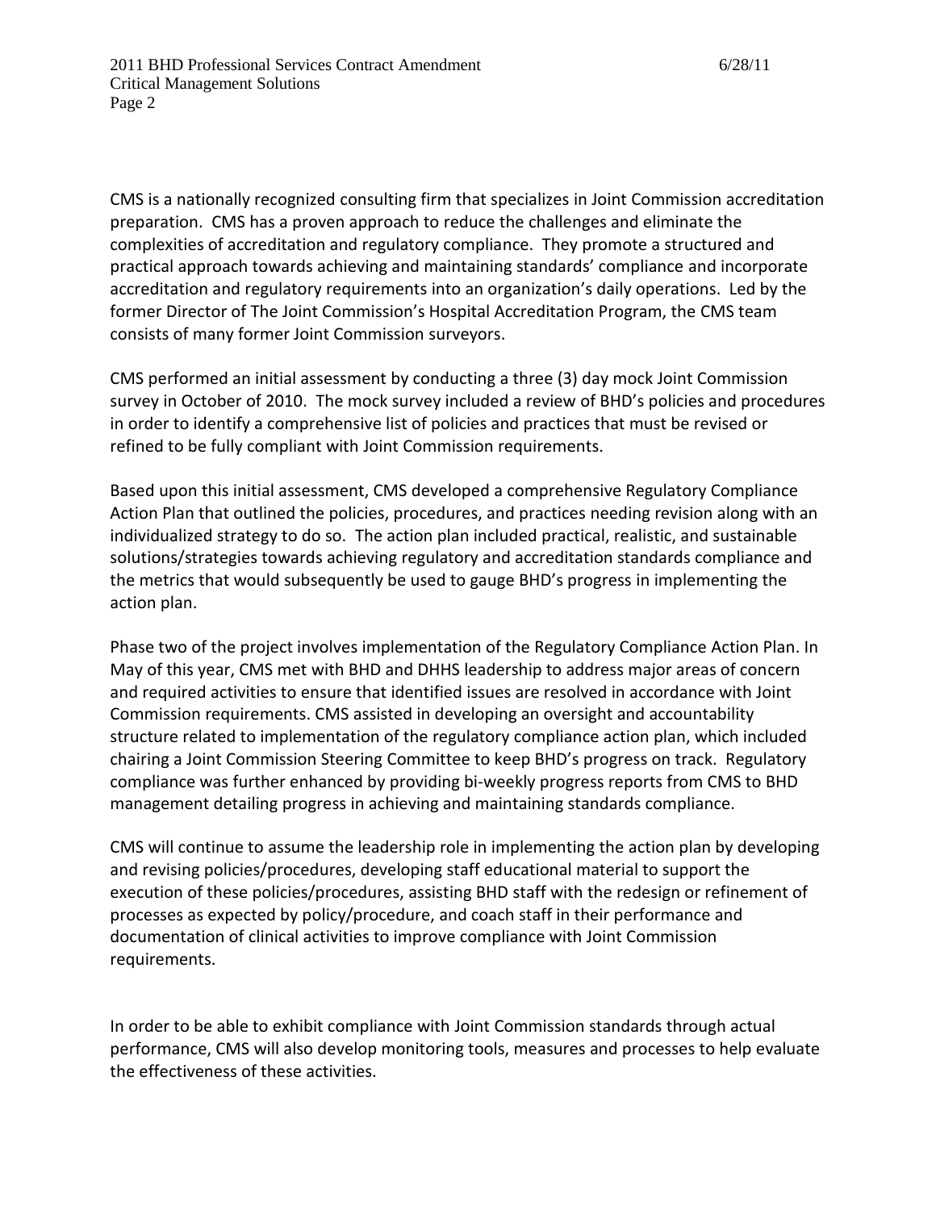CMS is a nationally recognized consulting firm that specializes in Joint Commission accreditation preparation. CMS has a proven approach to reduce the challenges and eliminate the complexities of accreditation and regulatory compliance. They promote a structured and practical approach towards achieving and maintaining standards' compliance and incorporate accreditation and regulatory requirements into an organization's daily operations. Led by the former Director of The Joint Commission's Hospital Accreditation Program, the CMS team consists of many former Joint Commission surveyors.

CMS performed an initial assessment by conducting a three (3) day mock Joint Commission survey in October of 2010. The mock survey included a review of BHD's policies and procedures in order to identify a comprehensive list of policies and practices that must be revised or refined to be fully compliant with Joint Commission requirements.

Based upon this initial assessment, CMS developed a comprehensive Regulatory Compliance Action Plan that outlined the policies, procedures, and practices needing revision along with an individualized strategy to do so. The action plan included practical, realistic, and sustainable solutions/strategies towards achieving regulatory and accreditation standards compliance and the metrics that would subsequently be used to gauge BHD's progress in implementing the action plan.

Phase two of the project involves implementation of the Regulatory Compliance Action Plan. In May of this year, CMS met with BHD and DHHS leadership to address major areas of concern and required activities to ensure that identified issues are resolved in accordance with Joint Commission requirements. CMS assisted in developing an oversight and accountability structure related to implementation of the regulatory compliance action plan, which included chairing a Joint Commission Steering Committee to keep BHD's progress on track. Regulatory compliance was further enhanced by providing bi-weekly progress reports from CMS to BHD management detailing progress in achieving and maintaining standards compliance.

CMS will continue to assume the leadership role in implementing the action plan by developing and revising policies/procedures, developing staff educational material to support the execution of these policies/procedures, assisting BHD staff with the redesign or refinement of processes as expected by policy/procedure, and coach staff in their performance and documentation of clinical activities to improve compliance with Joint Commission requirements.

In order to be able to exhibit compliance with Joint Commission standards through actual performance, CMS will also develop monitoring tools, measures and processes to help evaluate the effectiveness of these activities.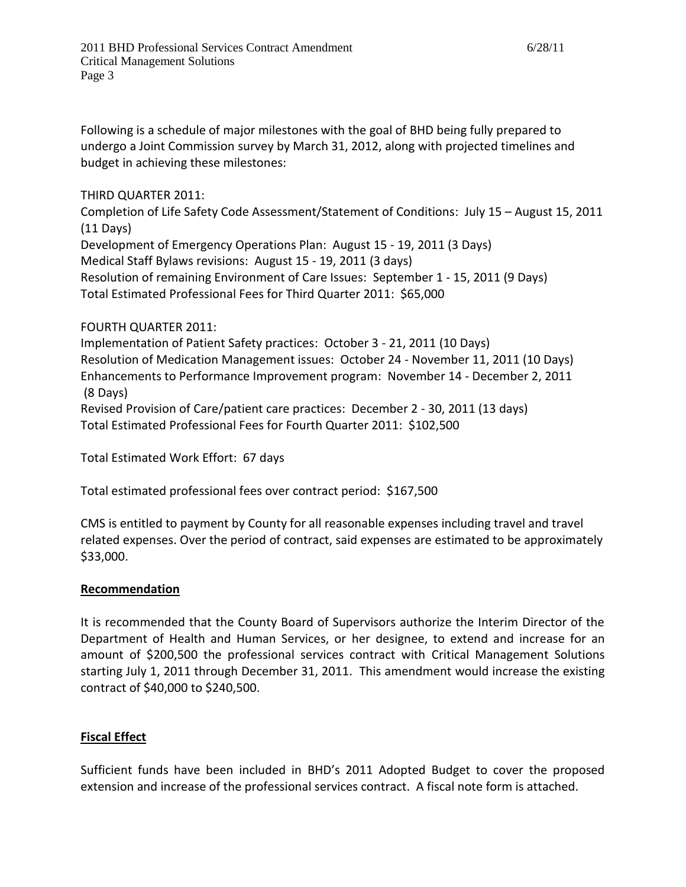Following is a schedule of major milestones with the goal of BHD being fully prepared to undergo a Joint Commission survey by March 31, 2012, along with projected timelines and budget in achieving these milestones:

THIRD QUARTER 2011:
Completion of Life Safety Code Assessment/Statement of Conditions: July 15 – August 15, 2011 (11 Days)
Development of Emergency Operations Plan: August 15 - 19, 2011 (3 Days)
Medical Staff Bylaws revisions: August 15 - 19, 2011 (3 days)
Resolution of remaining Environment of Care Issues: September 1 - 15, 2011 (9 Days)
Total Estimated Professional Fees for Third Quarter 2011: $65,000

FOURTH QUARTER 2011:
Implementation of Patient Safety practices: October 3 - 21, 2011 (10 Days)
Resolution of Medication Management issues: October 24 - November 11, 2011 (10 Days)
Enhancements to Performance Improvement program: November 14 - December 2, 2011 (8 Days)
Revised Provision of Care/patient care practices: December 2 - 30, 2011 (13 days)
Total Estimated Professional Fees for Fourth Quarter 2011: $102,500

Total Estimated Work Effort: 67 days

Total estimated professional fees over contract period: $167,500

CMS is entitled to payment by County for all reasonable expenses including travel and travel related expenses. Over the period of contract, said expenses are estimated to be approximately $33,000.

## Recommendation

It is recommended that the County Board of Supervisors authorize the Interim Director of the Department of Health and Human Services, or her designee, to extend and increase for an amount of $200,500 the professional services contract with Critical Management Solutions starting July 1, 2011 through December 31, 2011. This amendment would increase the existing contract of $40,000 to $240,500.

## Fiscal Effect

Sufficient funds have been included in BHD's 2011 Adopted Budget to cover the proposed extension and increase of the professional services contract. A fiscal note form is attached.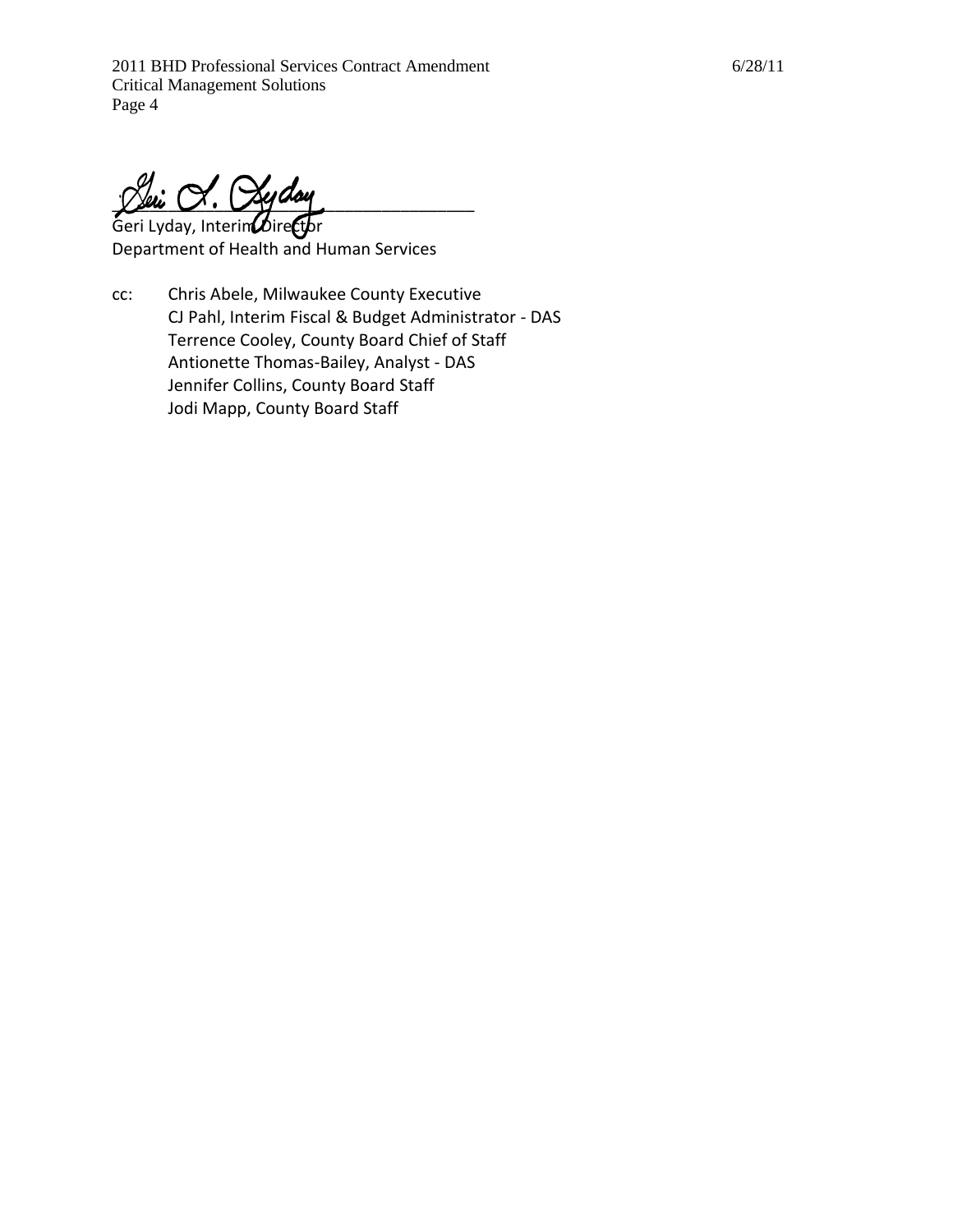Geri Lyday, Interim Director
Department of Health and Human Services

cc: Chris Abele, Milwaukee County Executive
CJ Pahl, Interim Fiscal & Budget Administrator - DAS
Terrence Cooley, County Board Chief of Staff
Antionette Thomas-Bailey, Analyst - DAS
Jennifer Collins, County Board Staff
Jodi Mapp, County Board Staff